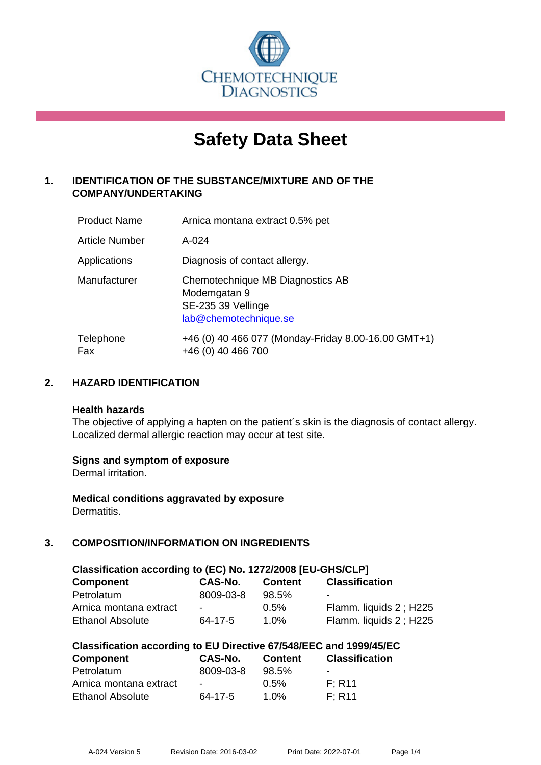CHEMOTECHNIQUE DIAGNOSTICS

# Safety Data Sheet

## 1. IDENTIFICATION OF THE SUBSTANCE/MIXTURE AND OF THE COMPANY/UNDERTAKING

| | |
|---|---|
| Product Name | Arnica montana extract 0.5% pet |
| Article Number | A-024 |
| Applications | Diagnosis of contact allergy. |
| Manufacturer | Chemotechnique MB Diagnostics AB<br>Modemgatan 9<br>SE-235 39 Vellinge<br>lab@chemotechnique.se |
| Telephone<br>Fax | +46 (0) 40 466 077 (Monday-Friday 8.00-16.00 GMT+1)<br>+46 (0) 40 466 700 |

## 2. HAZARD IDENTIFICATION

**Health hazards**

The objective of applying a hapten on the patient´s skin is the diagnosis of contact allergy. Localized dermal allergic reaction may occur at test site.

**Signs and symptom of exposure**

Dermal irritation.

**Medical conditions aggravated by exposure**

Dermatitis.

## 3. COMPOSITION/INFORMATION ON INGREDIENTS

**Classification according to (EC) No. 1272/2008 [EU-GHS/CLP]**

| Component | CAS-No. | Content | Classification |
|---|---|---|---|
| Petrolatum | 8009-03-8 | 98.5% | - |
| Arnica montana extract | - | 0.5% | Flamm. liquids 2 ; H225 |
| Ethanol Absolute | 64-17-5 | 1.0% | Flamm. liquids 2 ; H225 |

**Classification according to EU Directive 67/548/EEC and 1999/45/EC**

| Component | CAS-No. | Content | Classification |
|---|---|---|---|
| Petrolatum | 8009-03-8 | 98.5% | - |
| Arnica montana extract | - | 0.5% | F; R11 |
| Ethanol Absolute | 64-17-5 | 1.0% | F; R11 |

A-024 Version 5 Revision Date: 2016-03-02 Print Date: 2022-07-01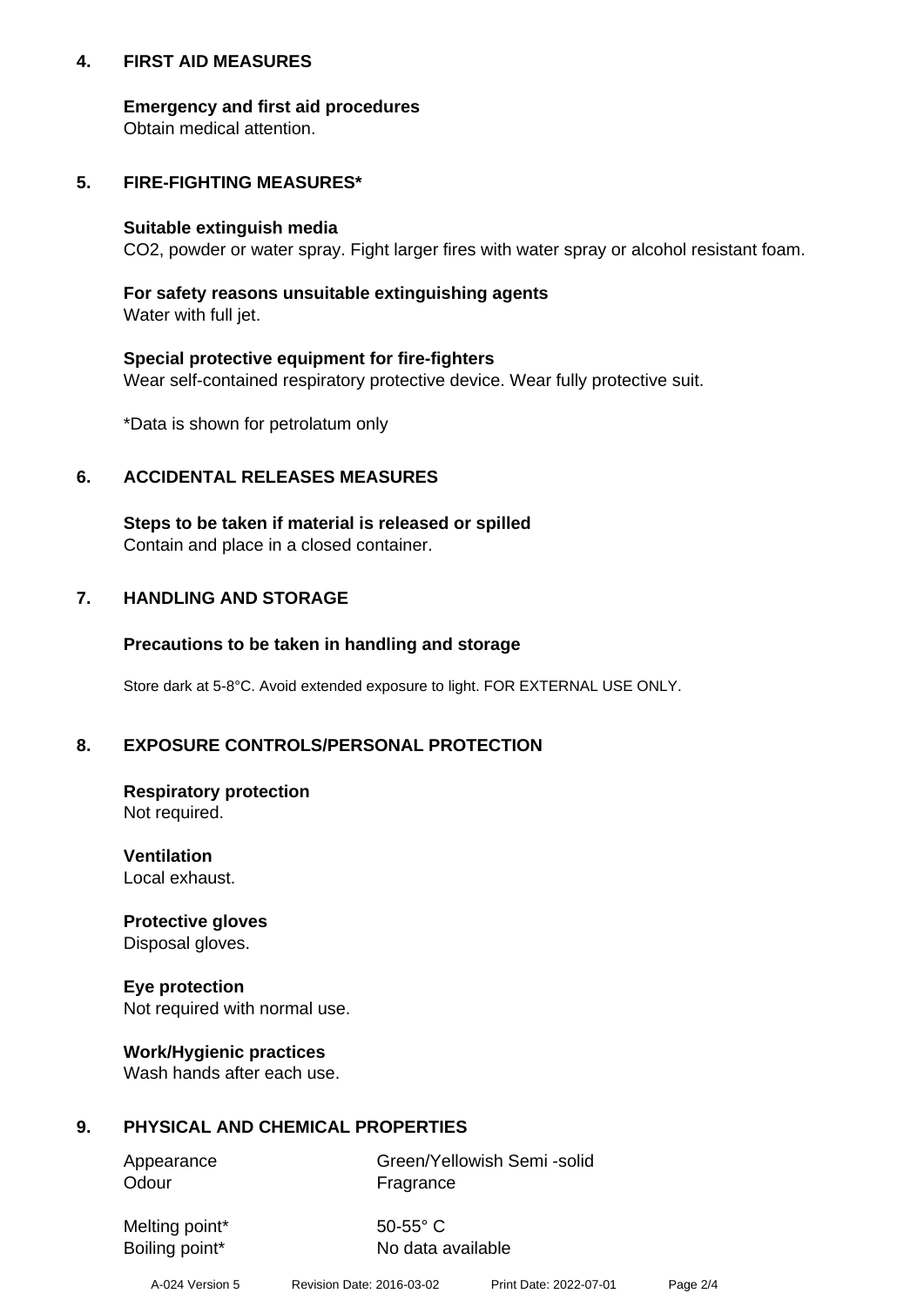## 4. FIRST AID MEASURES

**Emergency and first aid procedures**
Obtain medical attention.

## 5. FIRE-FIGHTING MEASURES*

**Suitable extinguish media**
$CO_2$, powder or water spray. Fight larger fires with water spray or alcohol resistant foam.

**For safety reasons unsuitable extinguishing agents**
Water with full jet.

**Special protective equipment for fire-fighters**
Wear self-contained respiratory protective device. Wear fully protective suit.

*Data is shown for petrolatum only

## 6. ACCIDENTAL RELEASES MEASURES

**Steps to be taken if material is released or spilled**
Contain and place in a closed container.

## 7. HANDLING AND STORAGE

**Precautions to be taken in handling and storage**

Store dark at 5-8°C. Avoid extended exposure to light. FOR EXTERNAL USE ONLY.

## 8. EXPOSURE CONTROLS/PERSONAL PROTECTION

**Respiratory protection**
Not required.

**Ventilation**
Local exhaust.

**Protective gloves**
Disposal gloves.

**Eye protection**
Not required with normal use.

**Work/Hygienic practices**
Wash hands after each use.

## 9. PHYSICAL AND CHEMICAL PROPERTIES

| | |
|---|---|
| Appearance | Green/Yellowish Semi -solid |
| Odour | Fragrance |
| Melting point* | 50-55° C |
| Boiling point* | No data available |

A-024 Version 5 Revision Date: 2016-03-02 Print Date: 2022-07-01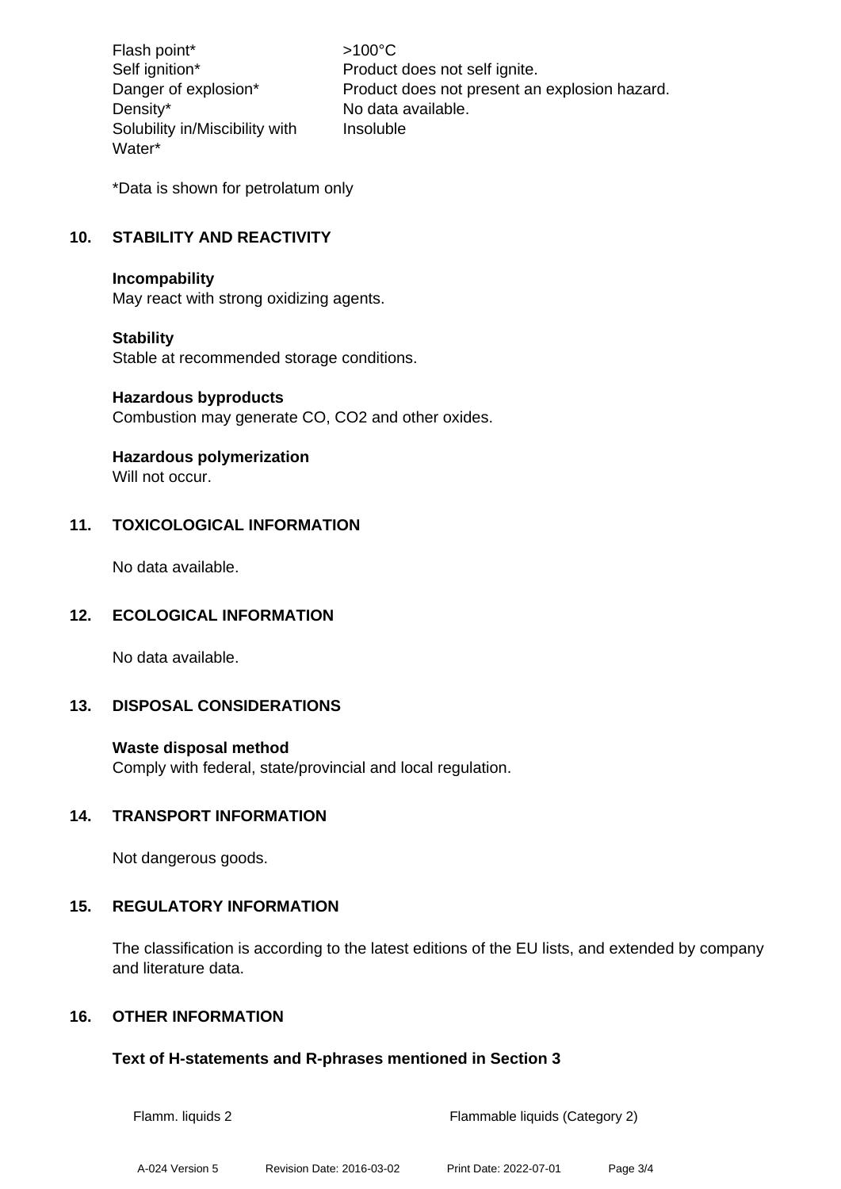| | |
|---|---|
| Flash point* | >100°C |
| Self ignition* | Product does not self ignite. |
| Danger of explosion* | Product does not present an explosion hazard. |
| Density* | No data available. |
| Solubility in/Miscibility with Water* | Insoluble |

*Data is shown for petrolatum only

## 10. STABILITY AND REACTIVITY

**Incompability**
May react with strong oxidizing agents.

**Stability**
Stable at recommended storage conditions.

**Hazardous byproducts**
Combustion may generate CO, $CO_2$ and other oxides.

**Hazardous polymerization**
Will not occur.

## 11. TOXICOLOGICAL INFORMATION

No data available.

## 12. ECOLOGICAL INFORMATION

No data available.

## 13. DISPOSAL CONSIDERATIONS

**Waste disposal method**
Comply with federal, state/provincial and local regulation.

## 14. TRANSPORT INFORMATION

Not dangerous goods.

## 15. REGULATORY INFORMATION

The classification is according to the latest editions of the EU lists, and extended by company and literature data.

## 16. OTHER INFORMATION

**Text of H-statements and R-phrases mentioned in Section 3**

| | |
|---|---|
| Flamm. liquids 2 | Flammable liquids (Category 2) |

A-024 Version 5 Revision Date: 2016-03-02 Print Date: 2022-07-01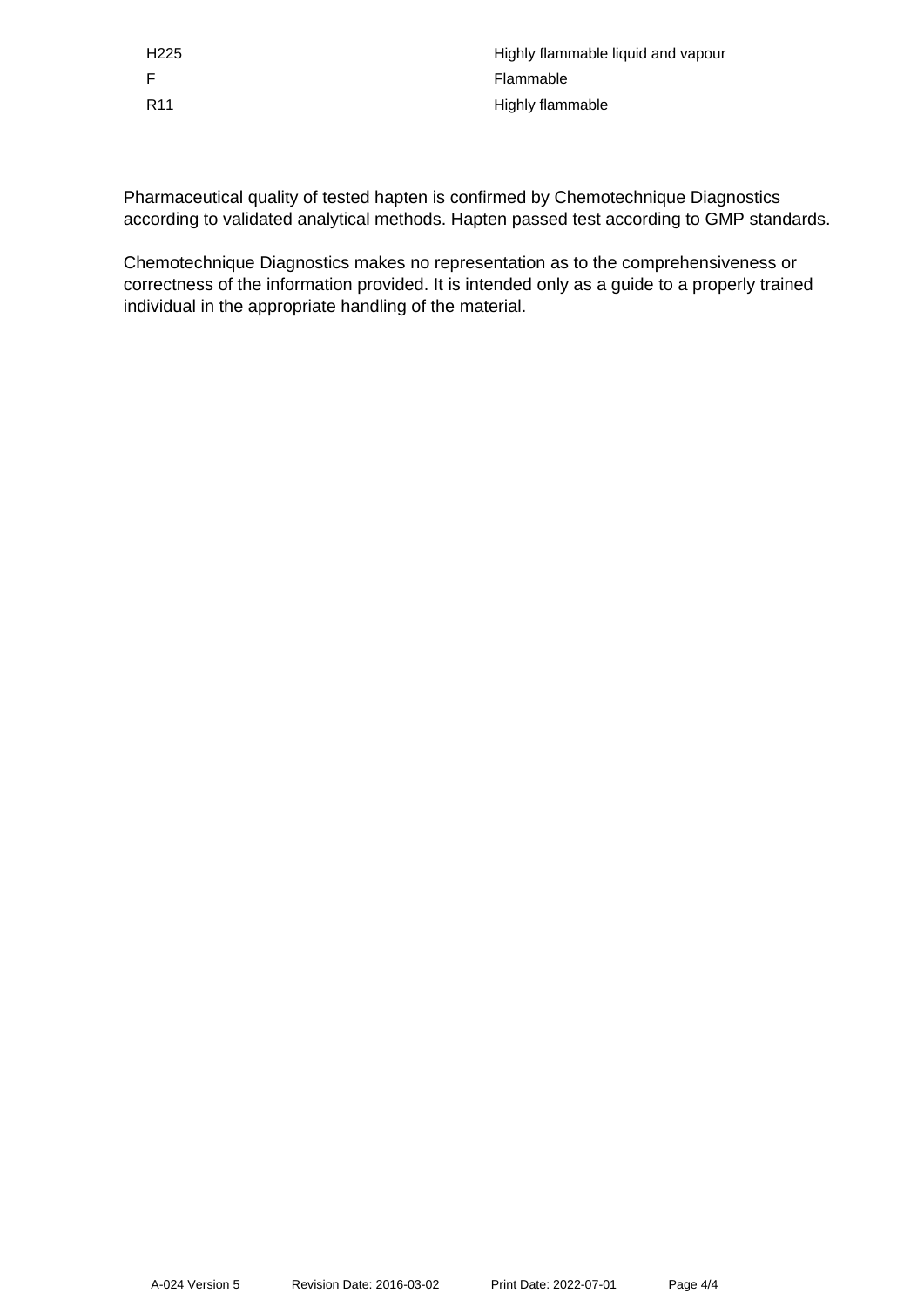| | |
|---|---|
| H225 | Highly flammable liquid and vapour |
| F | Flammable |
| R11 | Highly flammable |

Pharmaceutical quality of tested hapten is confirmed by Chemotechnique Diagnostics according to validated analytical methods. Hapten passed test according to GMP standards.

Chemotechnique Diagnostics makes no representation as to the comprehensiveness or correctness of the information provided. It is intended only as a guide to a properly trained individual in the appropriate handling of the material.